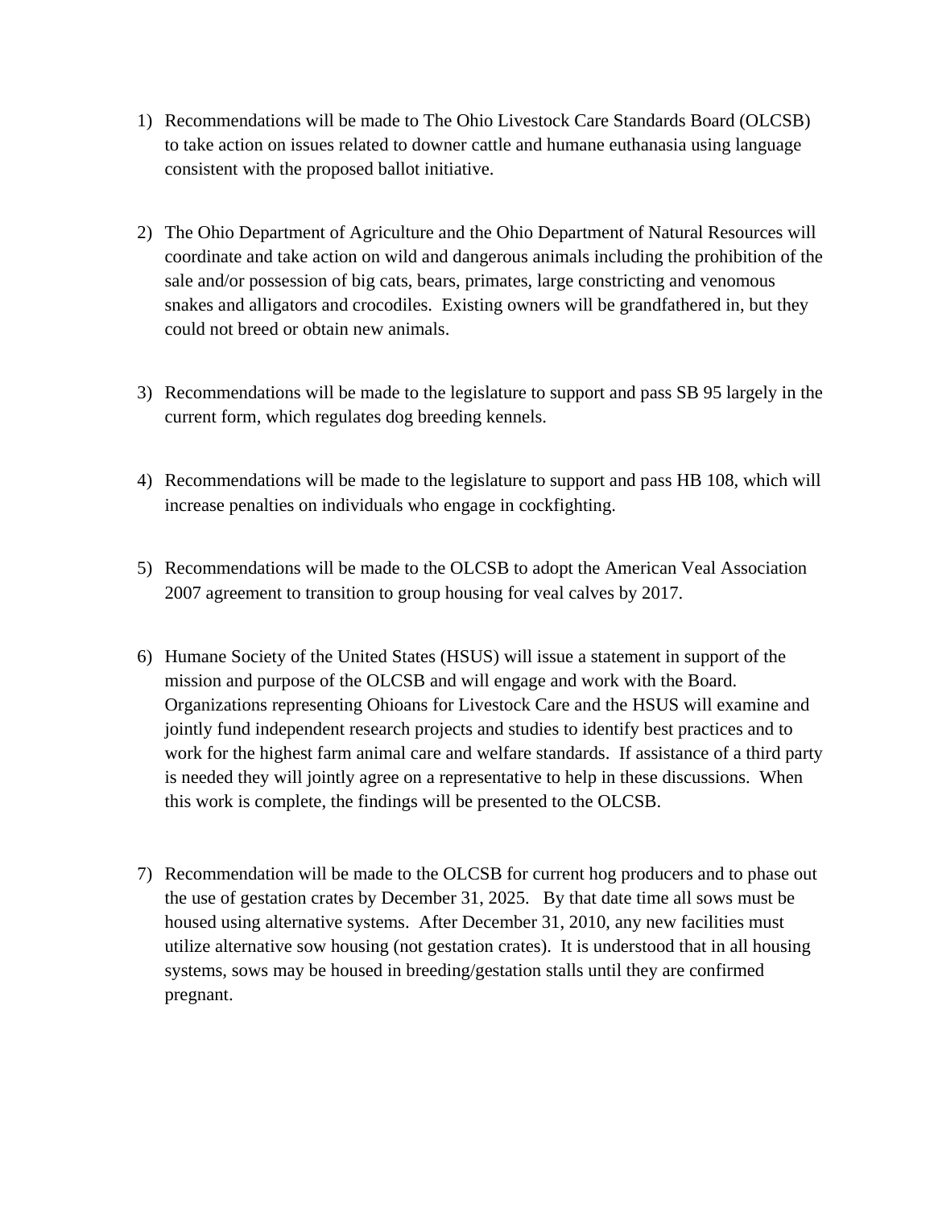1) Recommendations will be made to The Ohio Livestock Care Standards Board (OLCSB) to take action on issues related to downer cattle and humane euthanasia using language consistent with the proposed ballot initiative.

2) The Ohio Department of Agriculture and the Ohio Department of Natural Resources will coordinate and take action on wild and dangerous animals including the prohibition of the sale and/or possession of big cats, bears, primates, large constricting and venomous snakes and alligators and crocodiles. Existing owners will be grandfathered in, but they could not breed or obtain new animals.

3) Recommendations will be made to the legislature to support and pass SB 95 largely in the current form, which regulates dog breeding kennels.

4) Recommendations will be made to the legislature to support and pass HB 108, which will increase penalties on individuals who engage in cockfighting.

5) Recommendations will be made to the OLCSB to adopt the American Veal Association 2007 agreement to transition to group housing for veal calves by 2017.

6) Humane Society of the United States (HSUS) will issue a statement in support of the mission and purpose of the OLCSB and will engage and work with the Board. Organizations representing Ohioans for Livestock Care and the HSUS will examine and jointly fund independent research projects and studies to identify best practices and to work for the highest farm animal care and welfare standards. If assistance of a third party is needed they will jointly agree on a representative to help in these discussions. When this work is complete, the findings will be presented to the OLCSB.

7) Recommendation will be made to the OLCSB for current hog producers and to phase out the use of gestation crates by December 31, 2025. By that date time all sows must be housed using alternative systems. After December 31, 2010, any new facilities must utilize alternative sow housing (not gestation crates). It is understood that in all housing systems, sows may be housed in breeding/gestation stalls until they are confirmed pregnant.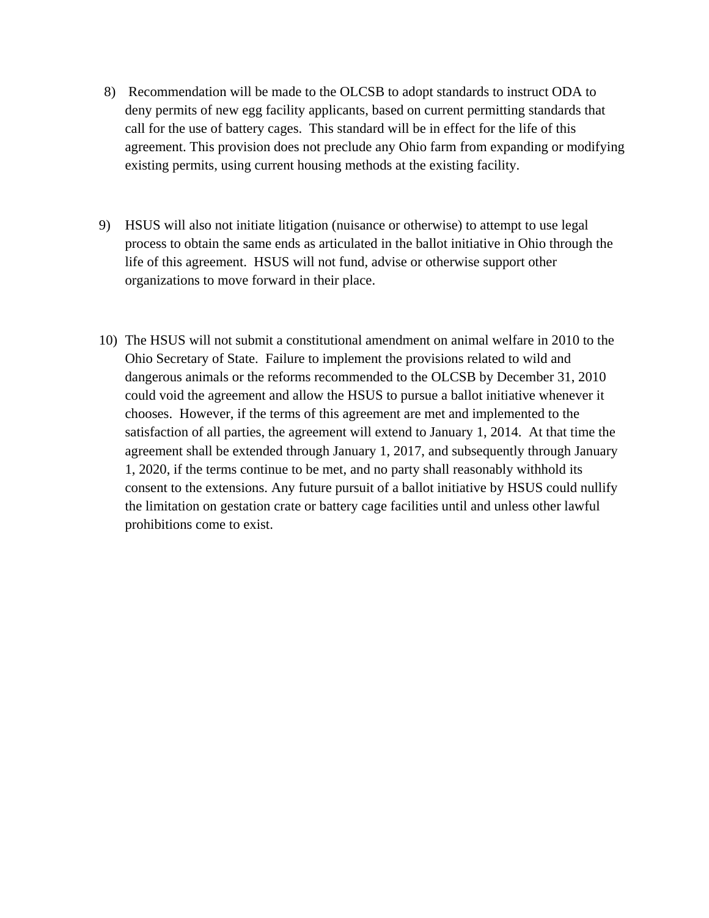8) Recommendation will be made to the OLCSB to adopt standards to instruct ODA to deny permits of new egg facility applicants, based on current permitting standards that call for the use of battery cages. This standard will be in effect for the life of this agreement. This provision does not preclude any Ohio farm from expanding or modifying existing permits, using current housing methods at the existing facility.

9) HSUS will also not initiate litigation (nuisance or otherwise) to attempt to use legal process to obtain the same ends as articulated in the ballot initiative in Ohio through the life of this agreement. HSUS will not fund, advise or otherwise support other organizations to move forward in their place.

10) The HSUS will not submit a constitutional amendment on animal welfare in 2010 to the Ohio Secretary of State. Failure to implement the provisions related to wild and dangerous animals or the reforms recommended to the OLCSB by December 31, 2010 could void the agreement and allow the HSUS to pursue a ballot initiative whenever it chooses. However, if the terms of this agreement are met and implemented to the satisfaction of all parties, the agreement will extend to January 1, 2014. At that time the agreement shall be extended through January 1, 2017, and subsequently through January 1, 2020, if the terms continue to be met, and no party shall reasonably withhold its consent to the extensions. Any future pursuit of a ballot initiative by HSUS could nullify the limitation on gestation crate or battery cage facilities until and unless other lawful prohibitions come to exist.